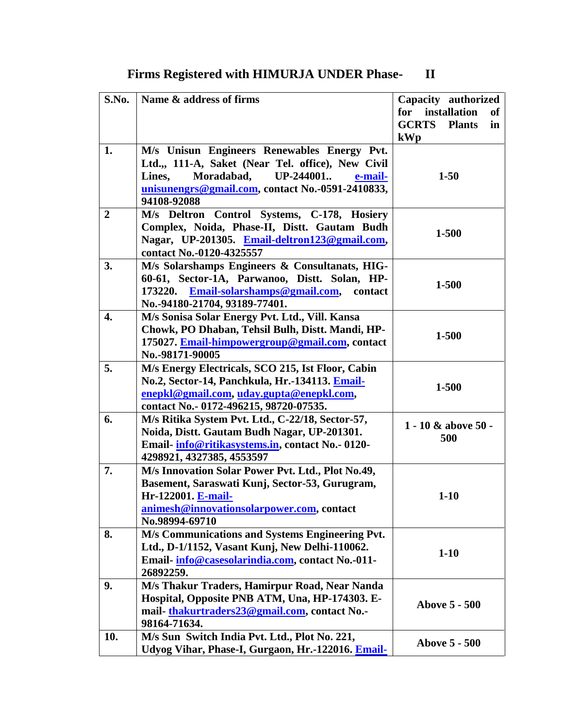# Firms Registered with HIMURJA UNDER Phase- II

| S.No. | Name & address of firms | Capacity authorized for installation of GCRTS Plants in kWp |
|---|---|---|
| 1. | M/s Unisun Engineers Renewables Energy Pvt. Ltd.,, 111-A, Saket (Near Tel. office), New Civil Lines, Moradabad, UP-244001.. e-mail-unisunengrs@gmail.com, contact No.-0591-2410833, 94108-92088 | 1-50 |
| 2 | M/s Deltron Control Systems, C-178, Hosiery Complex, Noida, Phase-II, Distt. Gautam Budh Nagar, UP-201305. Email-deltron123@gmail.com, contact No.-0120-4325557 | 1-500 |
| 3. | M/s Solarshamps Engineers & Consultanats, HIG-60-61, Sector-1A, Parwanoo, Distt. Solan, HP-173220. Email-solarshamps@gmail.com, contact No.-94180-21704, 93189-77401. | 1-500 |
| 4. | M/s Sonisa Solar Energy Pvt. Ltd., Vill. Kansa Chowk, PO Dhaban, Tehsil Bulh, Distt. Mandi, HP-175027. Email-himpowergroup@gmail.com, contact No.-98171-90005 | 1-500 |
| 5. | M/s Energy Electricals, SCO 215, Ist Floor, Cabin No.2, Sector-14, Panchkula, Hr.-134113. Email-enepkl@gmail.com, uday.gupta@enepkl.com, contact No.- 0172-496215, 98720-07535. | 1-500 |
| 6. | M/s Ritika System Pvt. Ltd., C-22/18, Sector-57, Noida, Distt. Gautam Budh Nagar, UP-201301. Email- info@ritikasystems.in, contact No.- 0120-4298921, 4327385, 4553597 | 1 - 10 & above 50 - 500 |
| 7. | M/s Innovation Solar Power Pvt. Ltd., Plot No.49, Basement, Saraswati Kunj, Sector-53, Gurugram, Hr-122001. E-mail-animesh@innovationsolarpower.com, contact No.98994-69710 | 1-10 |
| 8. | M/s Communications and Systems Engineering Pvt. Ltd., D-1/1152, Vasant Kunj, New Delhi-110062. Email- info@casesolarindia.com, contact No.-011-26892259. | 1-10 |
| 9. | M/s Thakur Traders, Hamirpur Road, Near Nanda Hospital, Opposite PNB ATM, Una, HP-174303. E-mail- thakurtraders23@gmail.com, contact No.-98164-71634. | Above 5 - 500 |
| 10. | M/s Sun Switch India Pvt. Ltd., Plot No. 221, Udyog Vihar, Phase-I, Gurgaon, Hr.-122016. Email- | Above 5 - 500 |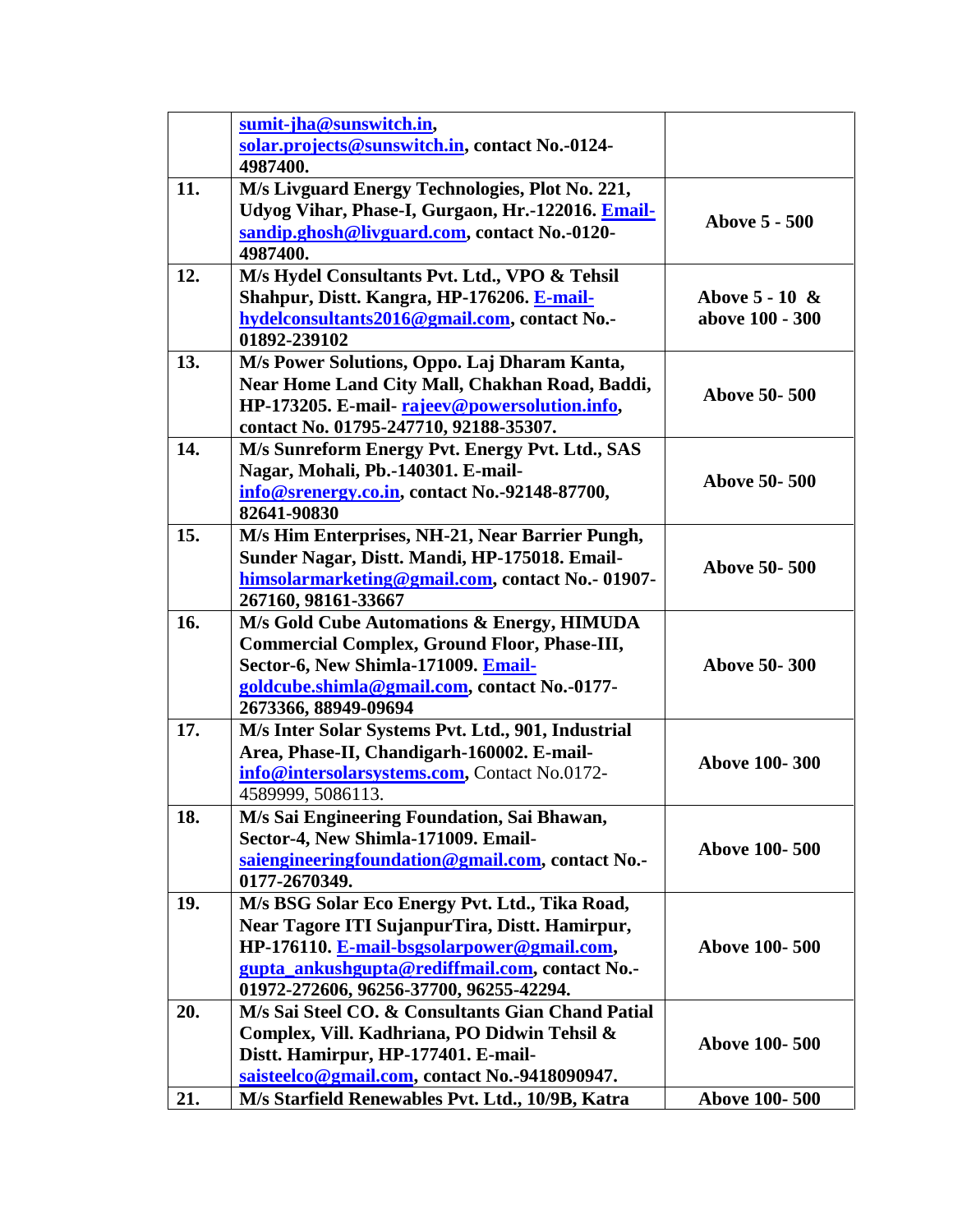| | | |
|---|---|---|
| | **sumit-jha@sunswitch.in, solar.projects@sunswitch.in, contact No.-0124-4987400.** | |
| **11.** | **M/s Livguard Energy Technologies, Plot No. 221, Udyog Vihar, Phase-I, Gurgaon, Hr.-122016. Email-sandip.ghosh@livguard.com, contact No.-0120-4987400.** | **Above 5 - 500** |
| **12.** | **M/s Hydel Consultants Pvt. Ltd., VPO & Tehsil Shahpur, Distt. Kangra, HP-176206. E-mail-hydelconsultants2016@gmail.com, contact No.-01892-239102** | **Above 5 - 10 & above 100 - 300** |
| **13.** | **M/s Power Solutions, Oppo. Laj Dharam Kanta, Near Home Land City Mall, Chakhan Road, Baddi, HP-173205. E-mail- rajeev@powersolution.info, contact No. 01795-247710, 92188-35307.** | **Above 50- 500** |
| **14.** | **M/s Sunreform Energy Pvt. Energy Pvt. Ltd., SAS Nagar, Mohali, Pb.-140301. E-mail-info@srenergy.co.in, contact No.-92148-87700, 82641-90830** | **Above 50- 500** |
| **15.** | **M/s Him Enterprises, NH-21, Near Barrier Pungh, Sunder Nagar, Distt. Mandi, HP-175018. Email-himsolarmarketing@gmail.com, contact No.- 01907-267160, 98161-33667** | **Above 50- 500** |
| **16.** | **M/s Gold Cube Automations & Energy, HIMUDA Commercial Complex, Ground Floor, Phase-III, Sector-6, New Shimla-171009. Email-goldcube.shimla@gmail.com, contact No.-0177-2673366, 88949-09694** | **Above 50- 300** |
| **17.** | **M/s Inter Solar Systems Pvt. Ltd., 901, Industrial Area, Phase-II, Chandigarh-160002. E-mail-info@intersolarsystems.com,** Contact No.0172-4589999, 5086113. | **Above 100- 300** |
| **18.** | **M/s Sai Engineering Foundation, Sai Bhawan, Sector-4, New Shimla-171009. Email-saiengineeringfoundation@gmail.com, contact No.-0177-2670349.** | **Above 100- 500** |
| **19.** | **M/s BSG Solar Eco Energy Pvt. Ltd., Tika Road, Near Tagore ITI SujanpurTira, Distt. Hamirpur, HP-176110. E-mail-bsgsolarpower@gmail.com, gupta_ankushgupta@rediffmail.com, contact No.-01972-272606, 96256-37700, 96255-42294.** | **Above 100- 500** |
| **20.** | **M/s Sai Steel CO. & Consultants Gian Chand Patial Complex, Vill. Kadhriana, PO Didwin Tehsil & Distt. Hamirpur, HP-177401. E-mail-saisteelco@gmail.com, contact No.-9418090947.** | **Above 100- 500** |
| **21.** | **M/s Starfield Renewables Pvt. Ltd., 10/9B, Katra** | **Above 100- 500** |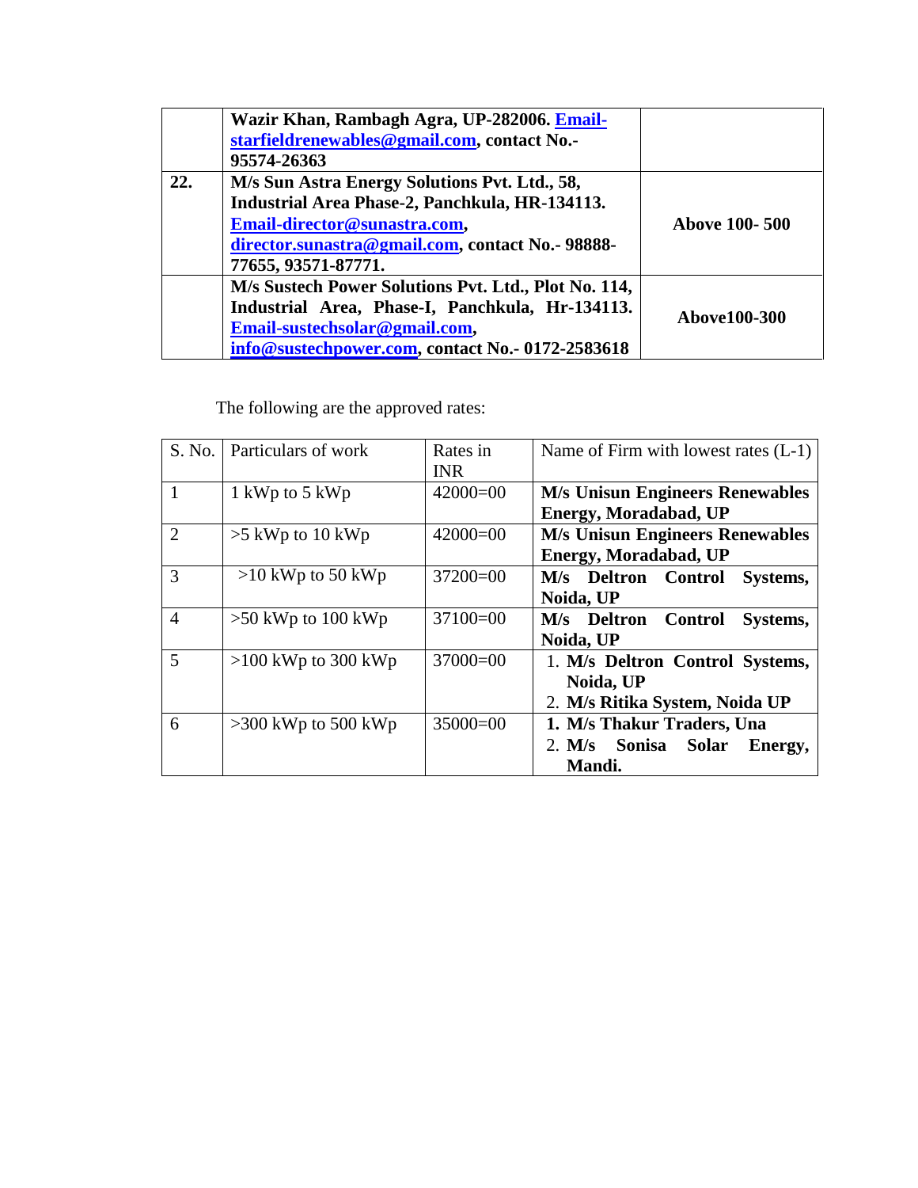| | | |
|---|---|---|
| | **Wazir Khan, Rambagh Agra, UP-282006. Email-starfieldrenewables@gmail.com, contact No.- 95574-26363** | |
| **22.** | **M/s Sun Astra Energy Solutions Pvt. Ltd., 58, Industrial Area Phase-2, Panchkula, HR-134113. Email-director@sunastra.com, director.sunastra@gmail.com, contact No.- 98888-77655, 93571-87771.** | **Above 100- 500** |
| | **M/s Sustech Power Solutions Pvt. Ltd., Plot No. 114, Industrial Area, Phase-I, Panchkula, Hr-134113. Email-sustechsolar@gmail.com, info@sustechpower.com, contact No.- 0172-2583618** | **Above100-300** |

The following are the approved rates:

| S. No. | Particulars of work | Rates in INR | Name of Firm with lowest rates (L-1) |
|---|---|---|---|
| 1 | 1 kWp to 5 kWp | 42000=00 | **M/s Unisun Engineers Renewables Energy, Moradabad, UP** |
| 2 | >5 kWp to 10 kWp | 42000=00 | **M/s Unisun Engineers Renewables Energy, Moradabad, UP** |
| 3 | >10 kWp to 50 kWp | 37200=00 | **M/s Deltron Control Systems, Noida, UP** |
| 4 | >50 kWp to 100 kWp | 37100=00 | **M/s Deltron Control Systems, Noida, UP** |
| 5 | >100 kWp to 300 kWp | 37000=00 | 1. **M/s Deltron Control Systems, Noida, UP** 2. **M/s Ritika System, Noida UP** |
| 6 | >300 kWp to 500 kWp | 35000=00 | **1. M/s Thakur Traders, Una** 2. **M/s Sonisa Solar Energy, Mandi.** |